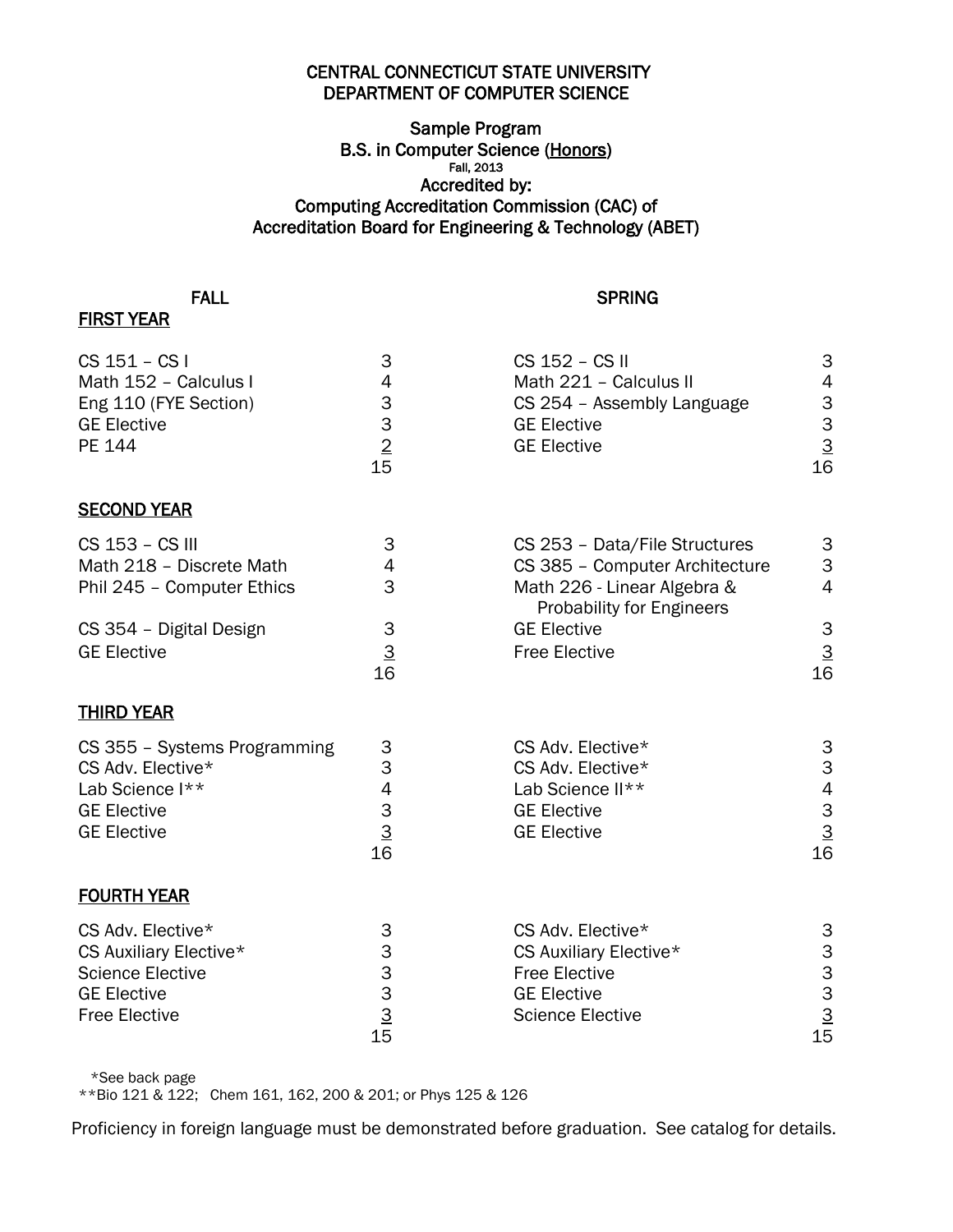# CENTRAL CONNECTICUT STATE UNIVERSITY
# DEPARTMENT OF COMPUTER SCIENCE

## Sample Program
## B.S. in Computer Science (Honors)

Fall, 2013

**Accredited by:**
**Computing Accreditation Commission (CAC) of**
**Accreditation Board for Engineering & Technology (ABET)**

### FIRST YEAR

| FALL | | SPRING | |
|---|---|---|---|
| CS 151 – CS I | 3 | CS 152 – CS II | 3 |
| Math 152 – Calculus I | 4 | Math 221 – Calculus II | 4 |
| Eng 110 (FYE Section) | 3 | CS 254 – Assembly Language | 3 |
| GE Elective | 3 | GE Elective | 3 |
| PE 144 | 2 | GE Elective | 3 |
| | 15 | | 16 |

### SECOND YEAR

| FALL | | SPRING | |
|---|---|---|---|
| CS 153 – CS III | 3 | CS 253 – Data/File Structures | 3 |
| Math 218 – Discrete Math | 4 | CS 385 – Computer Architecture | 3 |
| Phil 245 – Computer Ethics | 3 | Math 226 - Linear Algebra & Probability for Engineers | 4 |
| CS 354 – Digital Design | 3 | GE Elective | 3 |
| GE Elective | 3 | Free Elective | 3 |
| | 16 | | 16 |

### THIRD YEAR

| FALL | | SPRING | |
|---|---|---|---|
| CS 355 – Systems Programming | 3 | CS Adv. Elective* | 3 |
| CS Adv. Elective* | 3 | CS Adv. Elective* | 3 |
| Lab Science I** | 4 | Lab Science II** | 4 |
| GE Elective | 3 | GE Elective | 3 |
| GE Elective | 3 | GE Elective | 3 |
| | 16 | | 16 |

### FOURTH YEAR

| FALL | | SPRING | |
|---|---|---|---|
| CS Adv. Elective* | 3 | CS Adv. Elective* | 3 |
| CS Auxiliary Elective* | 3 | CS Auxiliary Elective* | 3 |
| Science Elective | 3 | Free Elective | 3 |
| GE Elective | 3 | GE Elective | 3 |
| Free Elective | 3 | Science Elective | 3 |
| | 15 | | 15 |

*See back page
**Bio 121 & 122; Chem 161, 162, 200 & 201; or Phys 125 & 126

Proficiency in foreign language must be demonstrated before graduation. See catalog for details.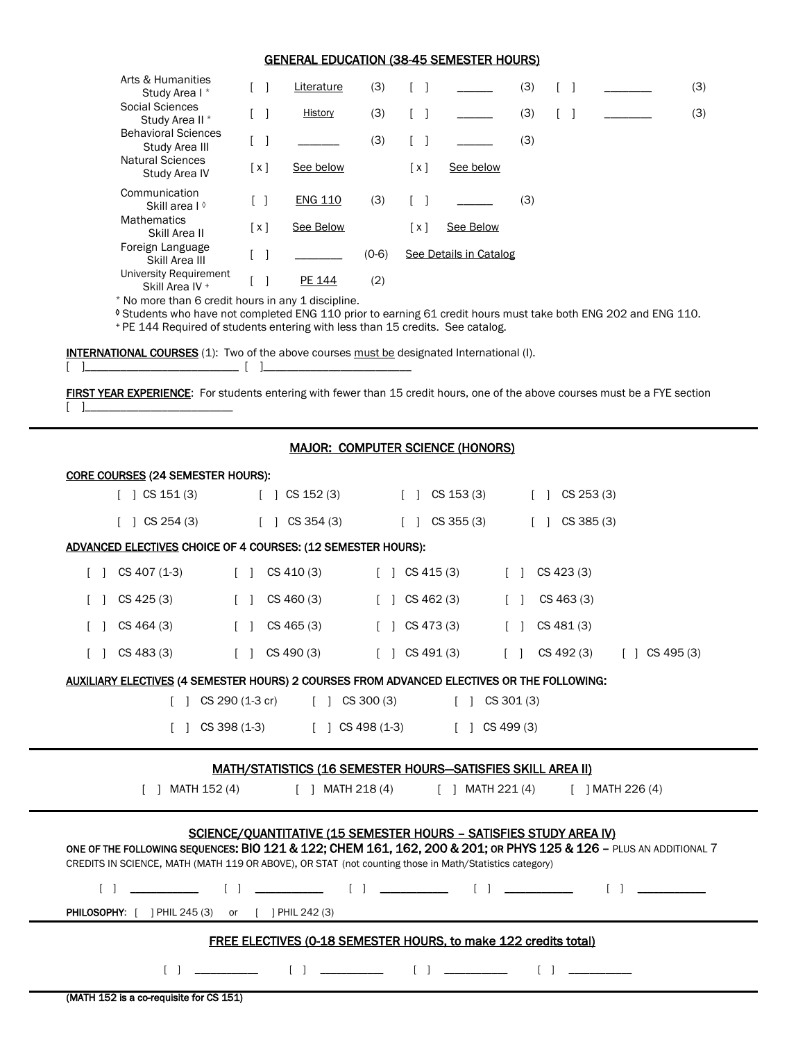## GENERAL EDUCATION (38-45 SEMESTER HOURS)

| | | | | | | | | | |
|---|---|---|---|---|---|---|---|---|---|
| Arts & Humanities Study Area I * | [ ] | Literature | (3) | [ ] | ______ | (3) | [ ] | ________ | (3) |
| Social Sciences Study Area II * | [ ] | History | (3) | [ ] | ______ | (3) | [ ] | ________ | (3) |
| Behavioral Sciences Study Area III | [ ] | _______ | (3) | [ ] | ______ | (3) | | | |
| Natural Sciences Study Area IV | [ x ] | See below | | [ x ] | See below | | | | |
| Communication Skill area I ◊ | [ ] | ENG 110 | (3) | [ ] | ______ | (3) | | | |
| Mathematics Skill Area II | [ x ] | See Below | | [ x ] | See Below | | | | |
| Foreign Language Skill Area III | [ ] | ________ | (0-6) | See Details in Catalog | | | | | |
| University Requirement Skill Area IV + | [ ] | PE 144 | (2) | | | | | | |

* No more than 6 credit hours in any 1 discipline.
◊ Students who have not completed ENG 110 prior to earning 61 credit hours must take both ENG 202 and ENG 110.
+ PE 144 Required of students entering with less than 15 credits. See catalog.

**INTERNATIONAL COURSES** (1): Two of the above courses must be designated International (I).
[ ]________________________ [ ]________________________

**FIRST YEAR EXPERIENCE**: For students entering with fewer than 15 credit hours, one of the above courses must be a FYE section
[ ]________________________

---

## MAJOR: COMPUTER SCIENCE (HONORS)

**CORE COURSES (24 SEMESTER HOURS):**

[ ] CS 151 (3) [ ] CS 152 (3) [ ] CS 153 (3) [ ] CS 253 (3)

[ ] CS 254 (3) [ ] CS 354 (3) [ ] CS 355 (3) [ ] CS 385 (3)

**ADVANCED ELECTIVES CHOICE OF 4 COURSES: (12 SEMESTER HOURS):**

[ ] CS 407 (1-3) [ ] CS 410 (3) [ ] CS 415 (3) [ ] CS 423 (3)

[ ] CS 425 (3) [ ] CS 460 (3) [ ] CS 462 (3) [ ] CS 463 (3)

[ ] CS 464 (3) [ ] CS 465 (3) [ ] CS 473 (3) [ ] CS 481 (3)

[ ] CS 483 (3) [ ] CS 490 (3) [ ] CS 491 (3) [ ] CS 492 (3) [ ] CS 495 (3)

**AUXILIARY ELECTIVES (4 SEMESTER HOURS) 2 COURSES FROM ADVANCED ELECTIVES OR THE FOLLOWING:**

[ ] CS 290 (1-3 cr) [ ] CS 300 (3) [ ] CS 301 (3)

[ ] CS 398 (1-3) [ ] CS 498 (1-3) [ ] CS 499 (3)

---

## MATH/STATISTICS (16 SEMESTER HOURS—SATISFIES SKILL AREA II)

[ ] MATH 152 (4) [ ] MATH 218 (4) [ ] MATH 221 (4) [ ] MATH 226 (4)

---

## SCIENCE/QUANTITATIVE (15 SEMESTER HOURS – SATISFIES STUDY AREA IV)

**ONE OF THE FOLLOWING SEQUENCES: BIO 121 & 122; CHEM 161, 162, 200 & 201; OR PHYS 125 & 126 –** PLUS AN ADDITIONAL 7 CREDITS IN SCIENCE, MATH (MATH 119 OR ABOVE), OR STAT (not counting those in Math/Statistics category)

[ ] __________ [ ] __________ [ ] __________ [ ] __________ [ ] __________

**PHILOSOPHY**: [ ] PHIL 245 (3) or [ ] PHIL 242 (3)

---

## FREE ELECTIVES (0-18 SEMESTER HOURS, to make 122 credits total)

[ ] __________ [ ] __________ [ ] __________ [ ] __________

---

**(MATH 152 is a co-requisite for CS 151)**